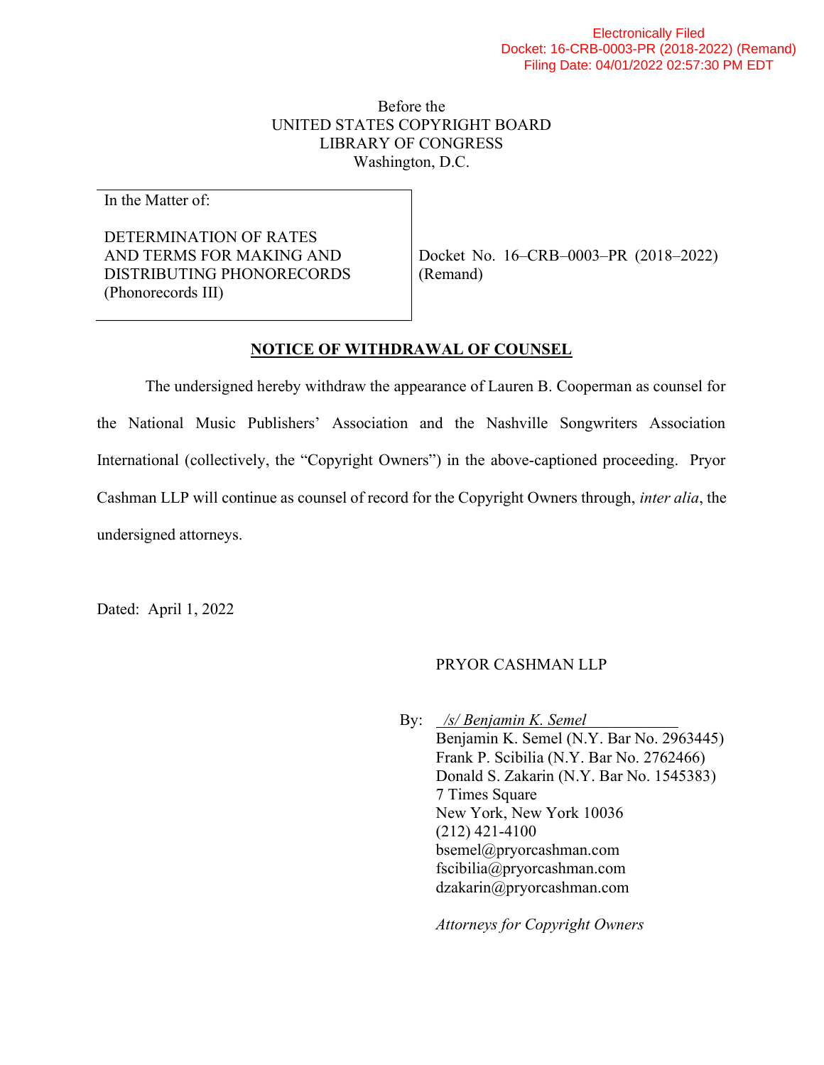Electronically Filed
Docket: 16-CRB-0003-PR (2018-2022) (Remand)
Filing Date: 04/01/2022 02:57:30 PM EDT

Before the
UNITED STATES COPYRIGHT BOARD
LIBRARY OF CONGRESS
Washington, D.C.

| In the Matter of: DETERMINATION OF RATES AND TERMS FOR MAKING AND DISTRIBUTING PHONORECORDS (Phonorecords III) | Docket No. 16–CRB–0003–PR (2018–2022) (Remand) |
|---|---|

## NOTICE OF WITHDRAWAL OF COUNSEL

The undersigned hereby withdraw the appearance of Lauren B. Cooperman as counsel for the National Music Publishers' Association and the Nashville Songwriters Association International (collectively, the "Copyright Owners") in the above-captioned proceeding. Pryor Cashman LLP will continue as counsel of record for the Copyright Owners through, *inter alia*, the undersigned attorneys.

Dated: April 1, 2022

PRYOR CASHMAN LLP

By: */s/ Benjamin K. Semel*
Benjamin K. Semel (N.Y. Bar No. 2963445)
Frank P. Scibilia (N.Y. Bar No. 2762466)
Donald S. Zakarin (N.Y. Bar No. 1545383)
7 Times Square
New York, New York 10036
(212) 421-4100
bsemel@pryorcashman.com
fscibilia@pryorcashman.com
dzakarin@pryorcashman.com

*Attorneys for Copyright Owners*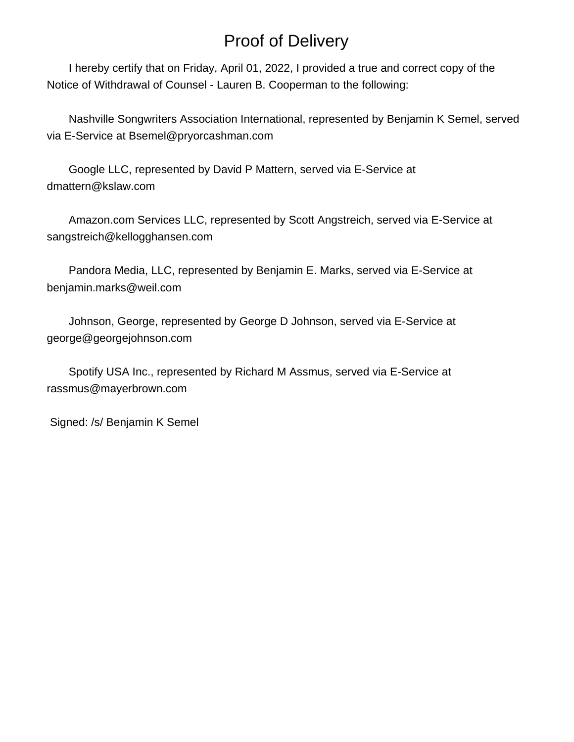# Proof of Delivery

I hereby certify that on Friday, April 01, 2022, I provided a true and correct copy of the Notice of Withdrawal of Counsel - Lauren B. Cooperman to the following:

Nashville Songwriters Association International, represented by Benjamin K Semel, served via E-Service at Bsemel@pryorcashman.com

Google LLC, represented by David P Mattern, served via E-Service at dmattern@kslaw.com

Amazon.com Services LLC, represented by Scott Angstreich, served via E-Service at sangstreich@kellogghansen.com

Pandora Media, LLC, represented by Benjamin E. Marks, served via E-Service at benjamin.marks@weil.com

Johnson, George, represented by George D Johnson, served via E-Service at george@georgejohnson.com

Spotify USA Inc., represented by Richard M Assmus, served via E-Service at rassmus@mayerbrown.com

Signed: /s/ Benjamin K Semel